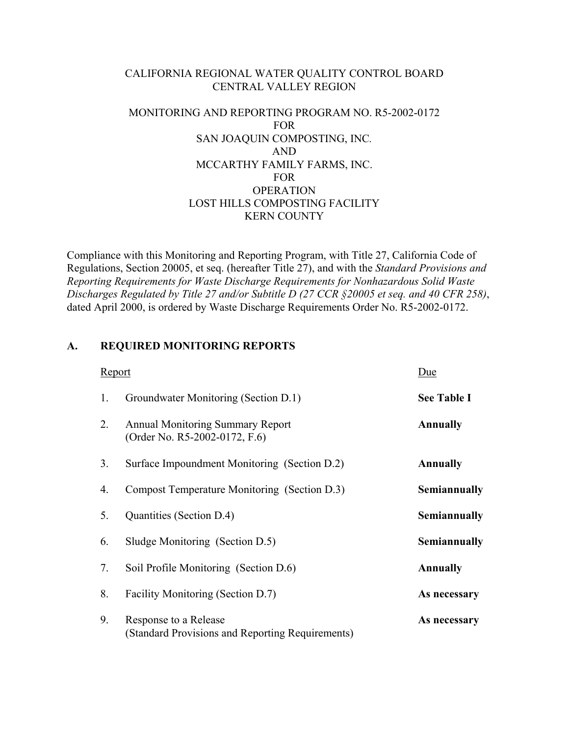CALIFORNIA REGIONAL WATER QUALITY CONTROL BOARD
CENTRAL VALLEY REGION

MONITORING AND REPORTING PROGRAM NO. R5-2002-0172
FOR
SAN JOAQUIN COMPOSTING, INC.
AND
MCCARTHY FAMILY FARMS, INC.
FOR
OPERATION
LOST HILLS COMPOSTING FACILITY
KERN COUNTY

Compliance with this Monitoring and Reporting Program, with Title 27, California Code of Regulations, Section 20005, et seq. (hereafter Title 27), and with the *Standard Provisions and Reporting Requirements for Waste Discharge Requirements for Nonhazardous Solid Waste Discharges Regulated by Title 27 and/or Subtitle D (27 CCR §20005 et seq. and 40 CFR 258)*, dated April 2000, is ordered by Waste Discharge Requirements Order No. R5-2002-0172.

## A. REQUIRED MONITORING REPORTS

| | Report | Due |
|---|---|---|
| 1. | Groundwater Monitoring (Section D.1) | **See Table I** |
| 2. | Annual Monitoring Summary Report (Order No. R5-2002-0172, F.6) | **Annually** |
| 3. | Surface Impoundment Monitoring (Section D.2) | **Annually** |
| 4. | Compost Temperature Monitoring (Section D.3) | **Semiannually** |
| 5. | Quantities (Section D.4) | **Semiannually** |
| 6. | Sludge Monitoring (Section D.5) | **Semiannually** |
| 7. | Soil Profile Monitoring (Section D.6) | **Annually** |
| 8. | Facility Monitoring (Section D.7) | **As necessary** |
| 9. | Response to a Release (Standard Provisions and Reporting Requirements) | **As necessary** |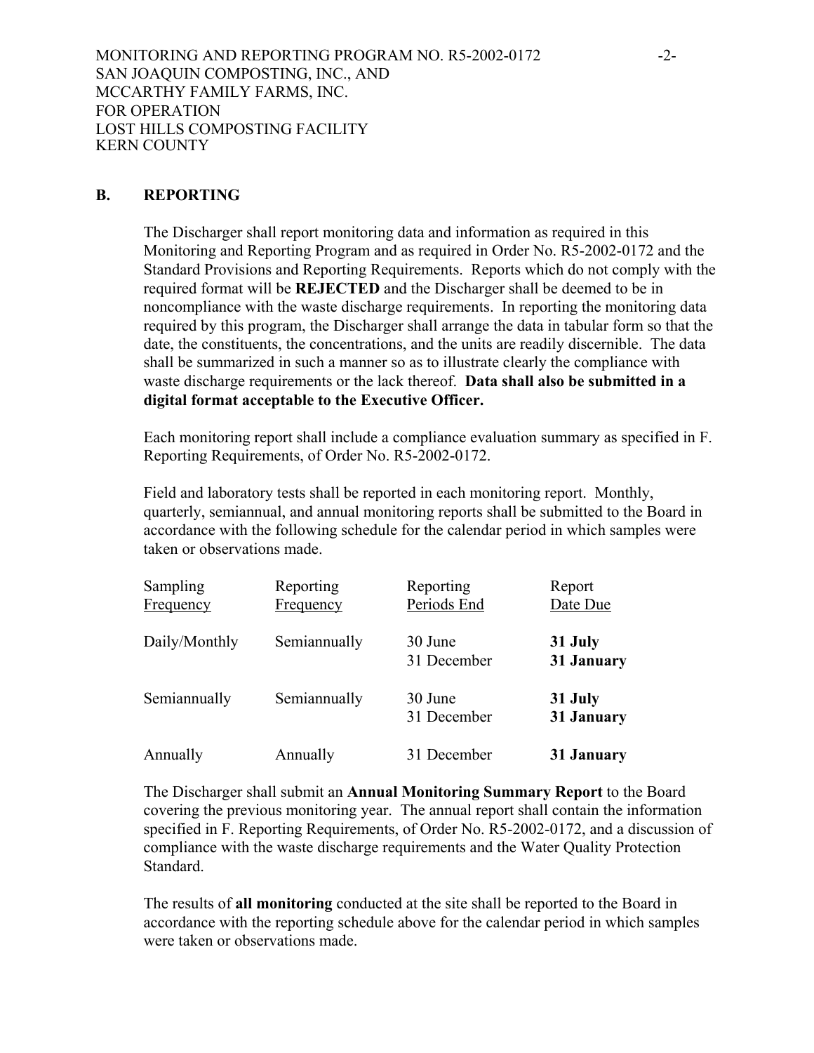## B. REPORTING

The Discharger shall report monitoring data and information as required in this Monitoring and Reporting Program and as required in Order No. R5-2002-0172 and the Standard Provisions and Reporting Requirements. Reports which do not comply with the required format will be **REJECTED** and the Discharger shall be deemed to be in noncompliance with the waste discharge requirements. In reporting the monitoring data required by this program, the Discharger shall arrange the data in tabular form so that the date, the constituents, the concentrations, and the units are readily discernible. The data shall be summarized in such a manner so as to illustrate clearly the compliance with waste discharge requirements or the lack thereof. **Data shall also be submitted in a digital format acceptable to the Executive Officer.**

Each monitoring report shall include a compliance evaluation summary as specified in F. Reporting Requirements, of Order No. R5-2002-0172.

Field and laboratory tests shall be reported in each monitoring report. Monthly, quarterly, semiannual, and annual monitoring reports shall be submitted to the Board in accordance with the following schedule for the calendar period in which samples were taken or observations made.

| Sampling Frequency | Reporting Frequency | Reporting Periods End | Report Date Due |
|---|---|---|---|
| Daily/Monthly | Semiannually | 30 June<br>31 December | **31 July**<br>**31 January** |
| Semiannually | Semiannually | 30 June<br>31 December | **31 July**<br>**31 January** |
| Annually | Annually | 31 December | **31 January** |

The Discharger shall submit an **Annual Monitoring Summary Report** to the Board covering the previous monitoring year. The annual report shall contain the information specified in F. Reporting Requirements, of Order No. R5-2002-0172, and a discussion of compliance with the waste discharge requirements and the Water Quality Protection Standard.

The results of **all monitoring** conducted at the site shall be reported to the Board in accordance with the reporting schedule above for the calendar period in which samples were taken or observations made.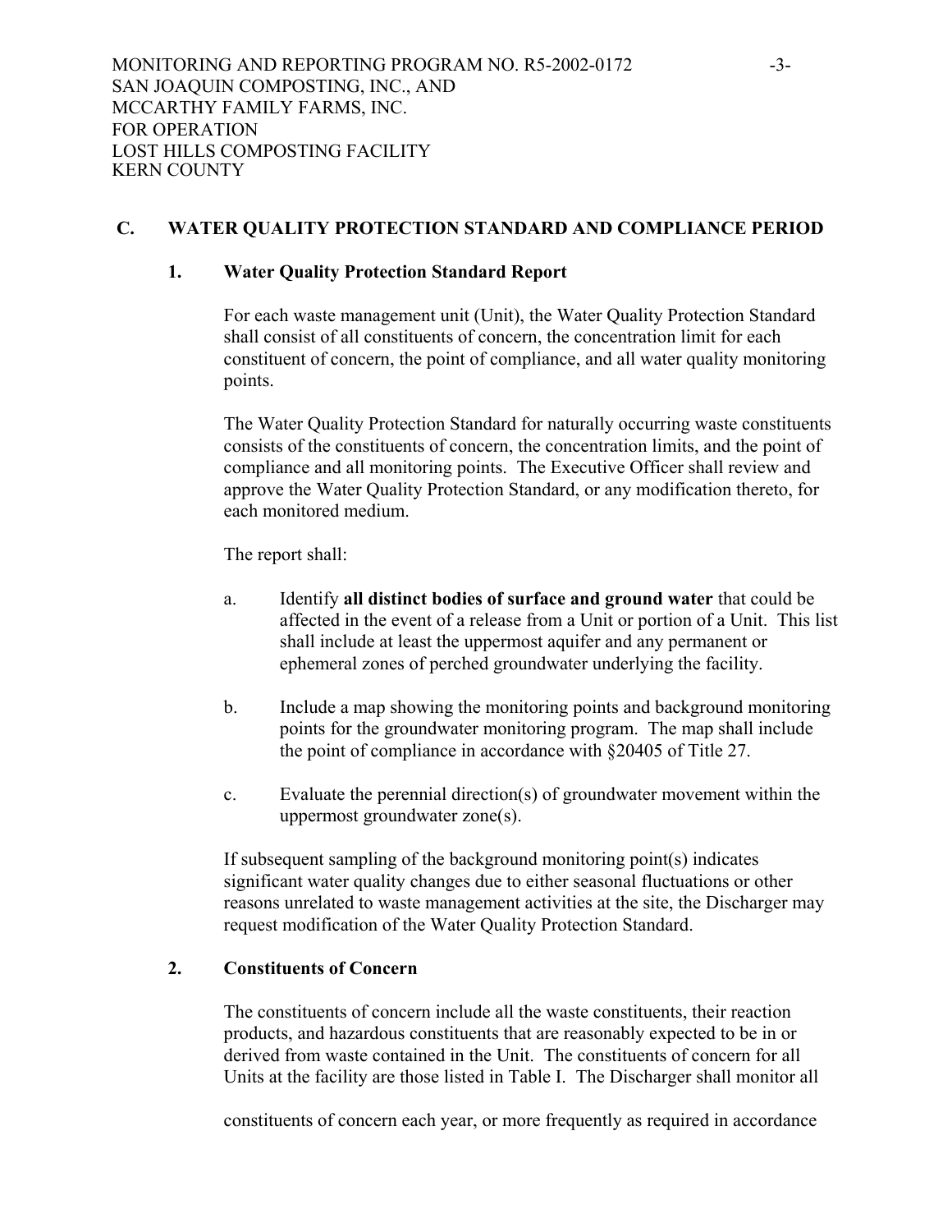## C. WATER QUALITY PROTECTION STANDARD AND COMPLIANCE PERIOD

### 1. Water Quality Protection Standard Report

For each waste management unit (Unit), the Water Quality Protection Standard shall consist of all constituents of concern, the concentration limit for each constituent of concern, the point of compliance, and all water quality monitoring points.

The Water Quality Protection Standard for naturally occurring waste constituents consists of the constituents of concern, the concentration limits, and the point of compliance and all monitoring points. The Executive Officer shall review and approve the Water Quality Protection Standard, or any modification thereto, for each monitored medium.

The report shall:

a. Identify **all distinct bodies of surface and ground water** that could be affected in the event of a release from a Unit or portion of a Unit. This list shall include at least the uppermost aquifer and any permanent or ephemeral zones of perched groundwater underlying the facility.

b. Include a map showing the monitoring points and background monitoring points for the groundwater monitoring program. The map shall include the point of compliance in accordance with §20405 of Title 27.

c. Evaluate the perennial direction(s) of groundwater movement within the uppermost groundwater zone(s).

If subsequent sampling of the background monitoring point(s) indicates significant water quality changes due to either seasonal fluctuations or other reasons unrelated to waste management activities at the site, the Discharger may request modification of the Water Quality Protection Standard.

### 2. Constituents of Concern

The constituents of concern include all the waste constituents, their reaction products, and hazardous constituents that are reasonably expected to be in or derived from waste contained in the Unit. The constituents of concern for all Units at the facility are those listed in Table I. The Discharger shall monitor all

constituents of concern each year, or more frequently as required in accordance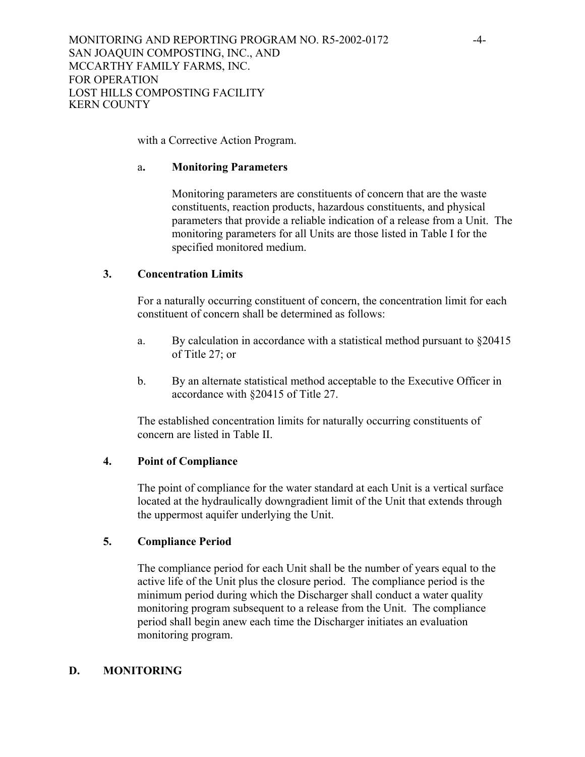with a Corrective Action Program.

a**. Monitoring Parameters**

Monitoring parameters are constituents of concern that are the waste constituents, reaction products, hazardous constituents, and physical parameters that provide a reliable indication of a release from a Unit. The monitoring parameters for all Units are those listed in Table I for the specified monitored medium.

**3. Concentration Limits**

For a naturally occurring constituent of concern, the concentration limit for each constituent of concern shall be determined as follows:

a. By calculation in accordance with a statistical method pursuant to §20415 of Title 27; or

b. By an alternate statistical method acceptable to the Executive Officer in accordance with §20415 of Title 27.

The established concentration limits for naturally occurring constituents of concern are listed in Table II.

**4. Point of Compliance**

The point of compliance for the water standard at each Unit is a vertical surface located at the hydraulically downgradient limit of the Unit that extends through the uppermost aquifer underlying the Unit.

**5. Compliance Period**

The compliance period for each Unit shall be the number of years equal to the active life of the Unit plus the closure period. The compliance period is the minimum period during which the Discharger shall conduct a water quality monitoring program subsequent to a release from the Unit. The compliance period shall begin anew each time the Discharger initiates an evaluation monitoring program.

## D. MONITORING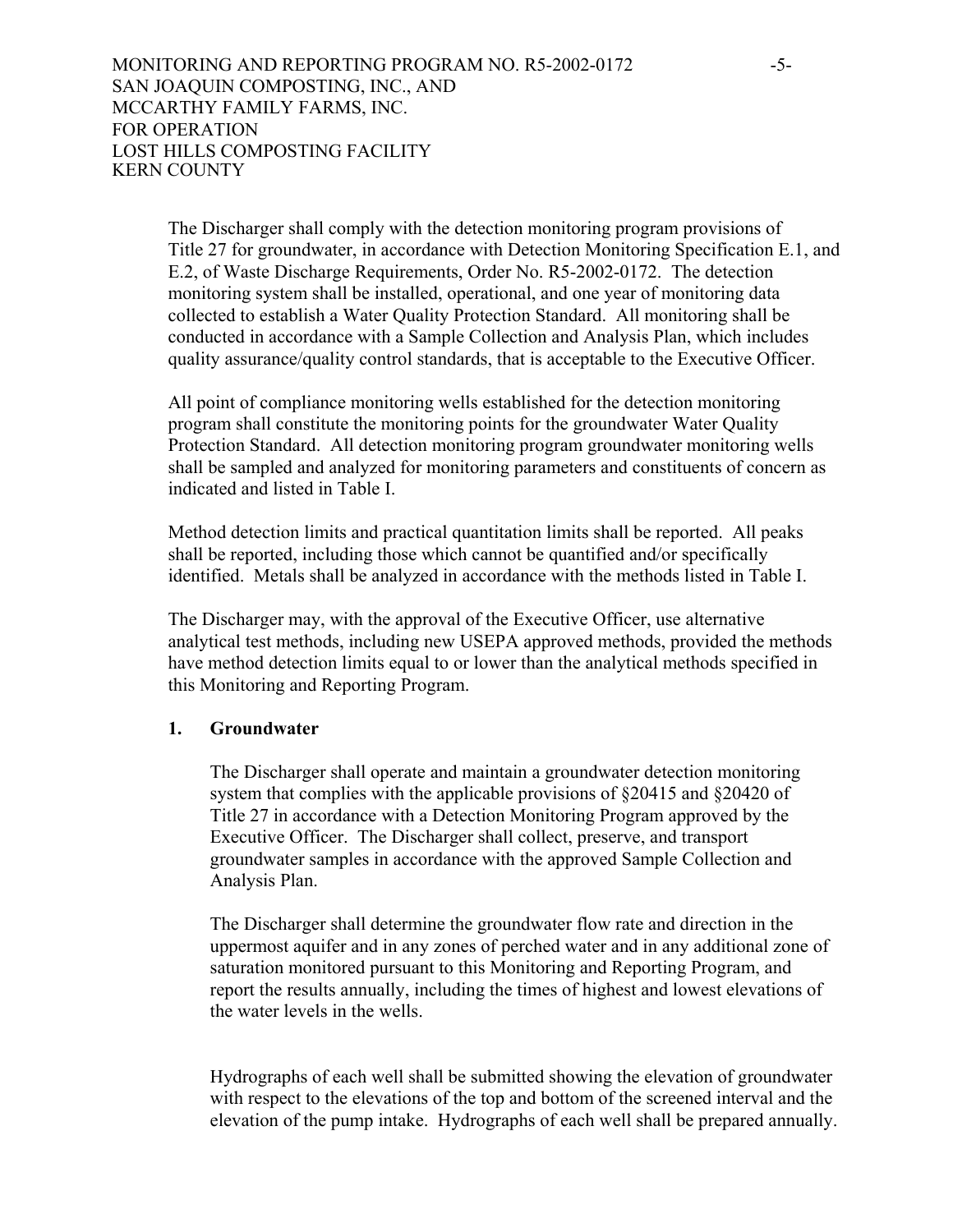The Discharger shall comply with the detection monitoring program provisions of Title 27 for groundwater, in accordance with Detection Monitoring Specification E.1, and E.2, of Waste Discharge Requirements, Order No. R5-2002-0172. The detection monitoring system shall be installed, operational, and one year of monitoring data collected to establish a Water Quality Protection Standard. All monitoring shall be conducted in accordance with a Sample Collection and Analysis Plan, which includes quality assurance/quality control standards, that is acceptable to the Executive Officer.

All point of compliance monitoring wells established for the detection monitoring program shall constitute the monitoring points for the groundwater Water Quality Protection Standard. All detection monitoring program groundwater monitoring wells shall be sampled and analyzed for monitoring parameters and constituents of concern as indicated and listed in Table I.

Method detection limits and practical quantitation limits shall be reported. All peaks shall be reported, including those which cannot be quantified and/or specifically identified. Metals shall be analyzed in accordance with the methods listed in Table I.

The Discharger may, with the approval of the Executive Officer, use alternative analytical test methods, including new USEPA approved methods, provided the methods have method detection limits equal to or lower than the analytical methods specified in this Monitoring and Reporting Program.

**1. Groundwater**

The Discharger shall operate and maintain a groundwater detection monitoring system that complies with the applicable provisions of §20415 and §20420 of Title 27 in accordance with a Detection Monitoring Program approved by the Executive Officer. The Discharger shall collect, preserve, and transport groundwater samples in accordance with the approved Sample Collection and Analysis Plan.

The Discharger shall determine the groundwater flow rate and direction in the uppermost aquifer and in any zones of perched water and in any additional zone of saturation monitored pursuant to this Monitoring and Reporting Program, and report the results annually, including the times of highest and lowest elevations of the water levels in the wells.

Hydrographs of each well shall be submitted showing the elevation of groundwater with respect to the elevations of the top and bottom of the screened interval and the elevation of the pump intake. Hydrographs of each well shall be prepared annually.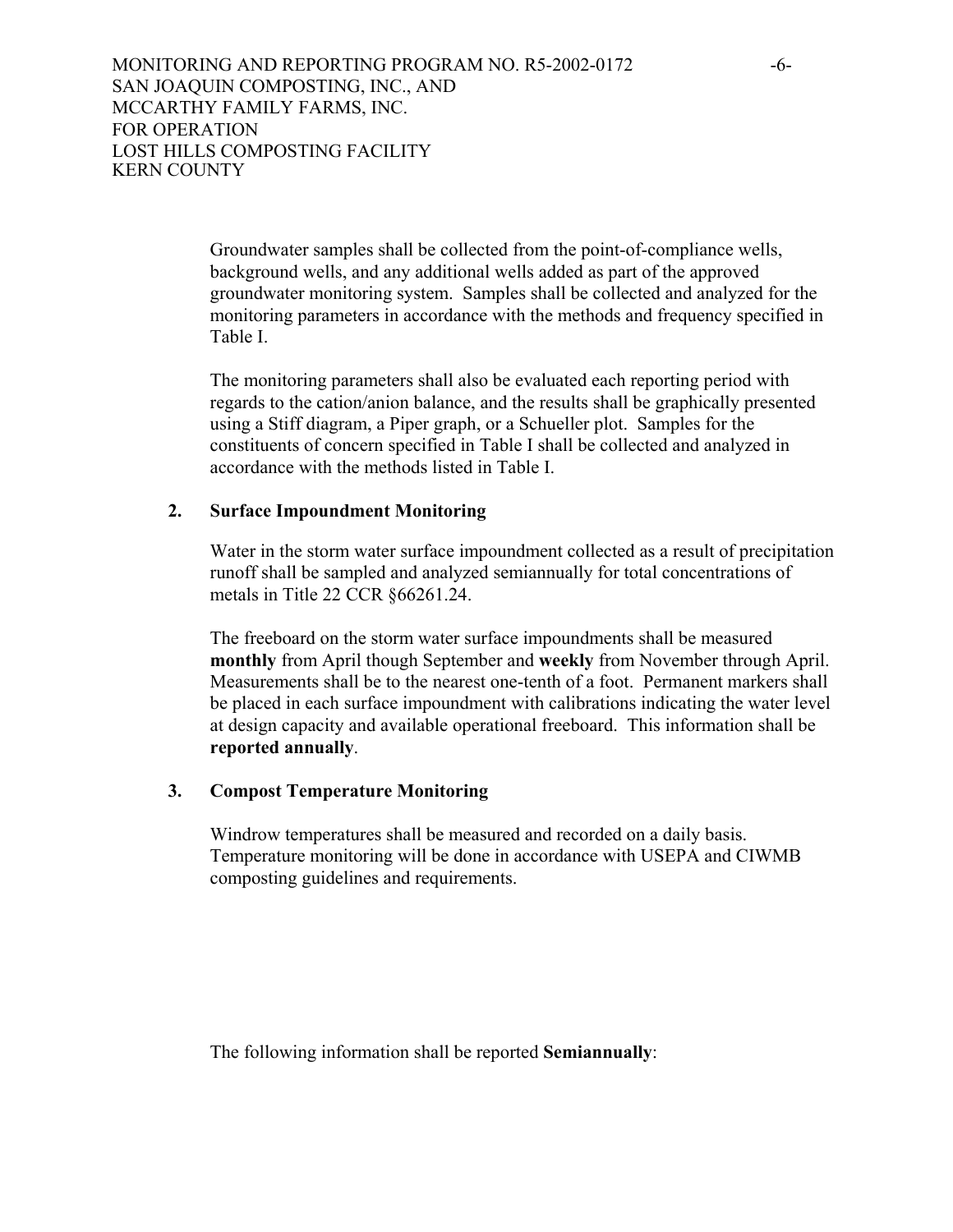Groundwater samples shall be collected from the point-of-compliance wells, background wells, and any additional wells added as part of the approved groundwater monitoring system. Samples shall be collected and analyzed for the monitoring parameters in accordance with the methods and frequency specified in Table I.

The monitoring parameters shall also be evaluated each reporting period with regards to the cation/anion balance, and the results shall be graphically presented using a Stiff diagram, a Piper graph, or a Schueller plot. Samples for the constituents of concern specified in Table I shall be collected and analyzed in accordance with the methods listed in Table I.

### 2. Surface Impoundment Monitoring

Water in the storm water surface impoundment collected as a result of precipitation runoff shall be sampled and analyzed semiannually for total concentrations of metals in Title 22 CCR §66261.24.

The freeboard on the storm water surface impoundments shall be measured **monthly** from April though September and **weekly** from November through April. Measurements shall be to the nearest one-tenth of a foot. Permanent markers shall be placed in each surface impoundment with calibrations indicating the water level at design capacity and available operational freeboard. This information shall be **reported annually**.

### 3. Compost Temperature Monitoring

Windrow temperatures shall be measured and recorded on a daily basis. Temperature monitoring will be done in accordance with USEPA and CIWMB composting guidelines and requirements.

The following information shall be reported **Semiannually**: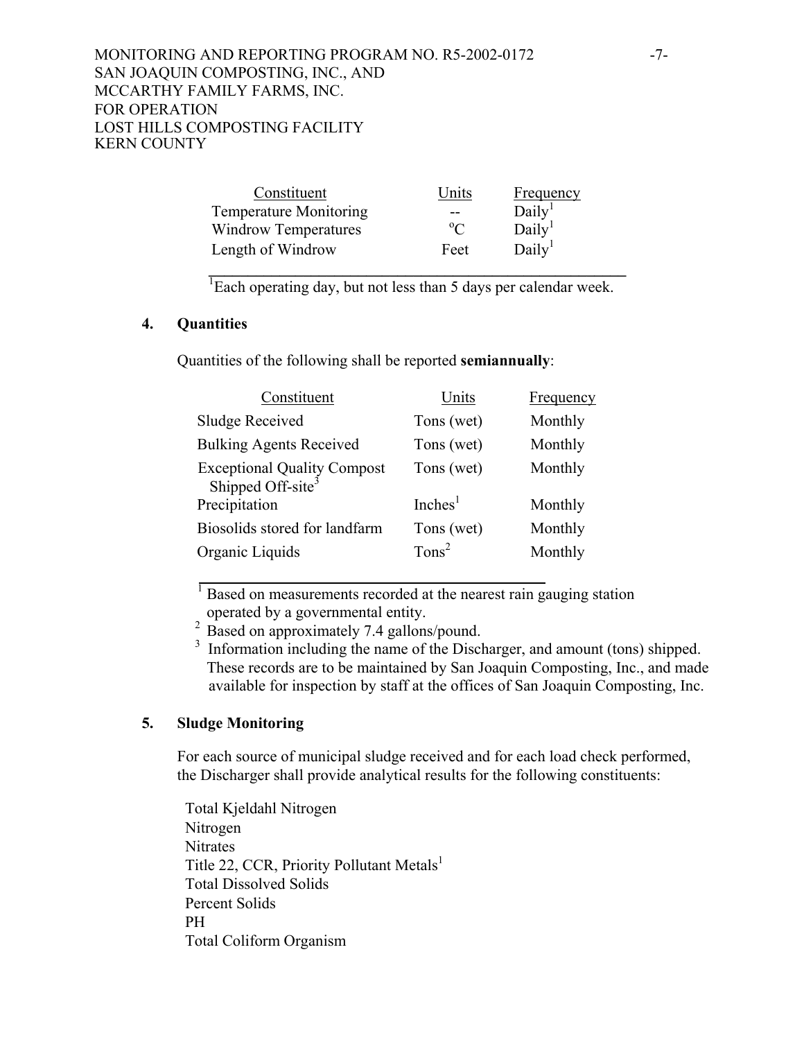| Constituent | Units | Frequency |
|---|---|---|
| Temperature Monitoring | -- | Daily[1] |
| Windrow Temperatures | $^{o}C$ | Daily[1] |
| Length of Windrow | Feet | Daily[1] |

[1]Each operating day, but not less than 5 days per calendar week.

## 4. Quantities

Quantities of the following shall be reported **semiannually**:

| Constituent | Units | Frequency |
|---|---|---|
| Sludge Received | Tons (wet) | Monthly |
| Bulking Agents Received | Tons (wet) | Monthly |
| Exceptional Quality Compost Shipped Off-site[3] | Tons (wet) | Monthly |
| Precipitation | Inches[1] | Monthly |
| Biosolids stored for landfarm | Tons (wet) | Monthly |
| Organic Liquids | Tons[2] | Monthly |

[1] Based on measurements recorded at the nearest rain gauging station operated by a governmental entity.
[2] Based on approximately 7.4 gallons/pound.
[3] Information including the name of the Discharger, and amount (tons) shipped. These records are to be maintained by San Joaquin Composting, Inc., and made available for inspection by staff at the offices of San Joaquin Composting, Inc.

## 5. Sludge Monitoring

For each source of municipal sludge received and for each load check performed, the Discharger shall provide analytical results for the following constituents:

Total Kjeldahl Nitrogen
Nitrogen
Nitrates
Title 22, CCR, Priority Pollutant Metals[1]
Total Dissolved Solids
Percent Solids
PH
Total Coliform Organism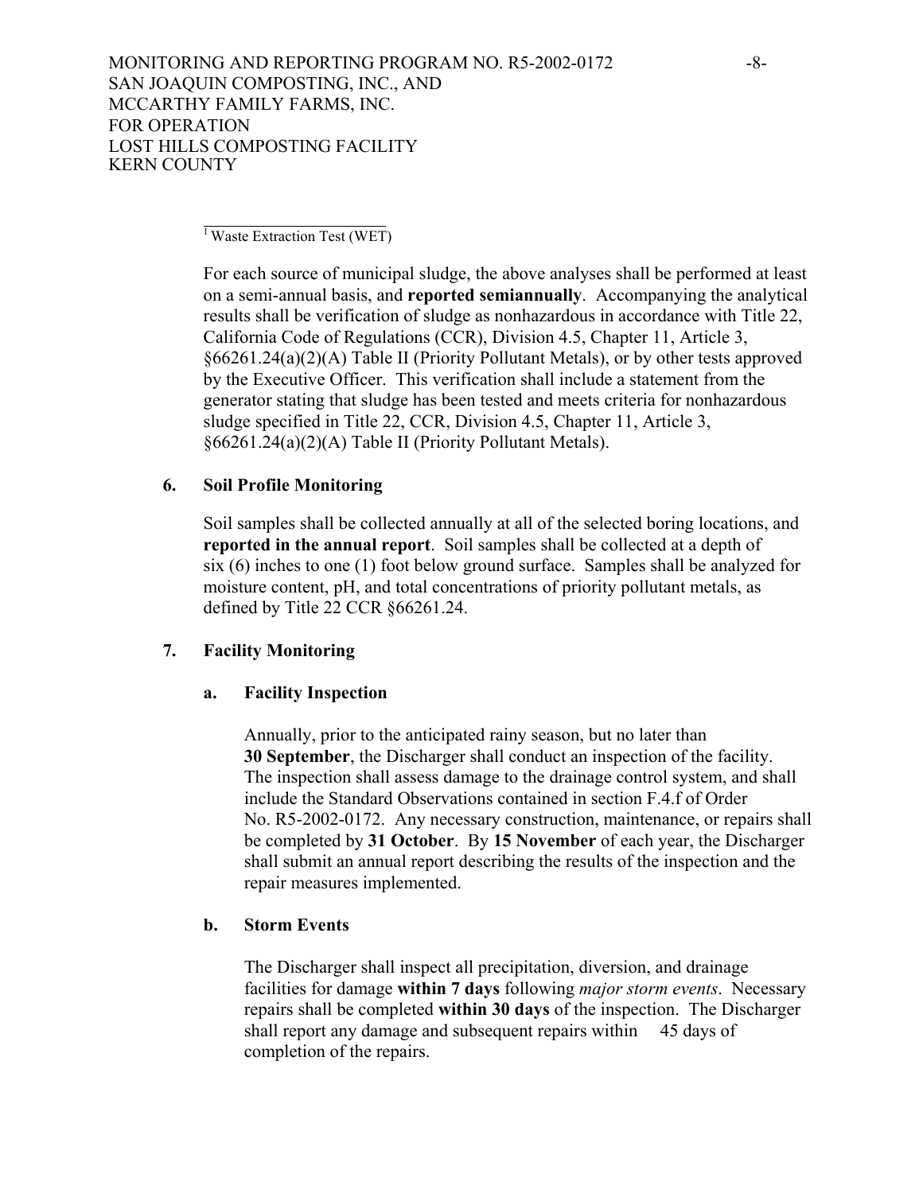[1] Waste Extraction Test (WET)

For each source of municipal sludge, the above analyses shall be performed at least on a semi-annual basis, and **reported semiannually**. Accompanying the analytical results shall be verification of sludge as nonhazardous in accordance with Title 22, California Code of Regulations (CCR), Division 4.5, Chapter 11, Article 3, §66261.24(a)(2)(A) Table II (Priority Pollutant Metals), or by other tests approved by the Executive Officer. This verification shall include a statement from the generator stating that sludge has been tested and meets criteria for nonhazardous sludge specified in Title 22, CCR, Division 4.5, Chapter 11, Article 3, §66261.24(a)(2)(A) Table II (Priority Pollutant Metals).

## 6. Soil Profile Monitoring

Soil samples shall be collected annually at all of the selected boring locations, and **reported in the annual report**. Soil samples shall be collected at a depth of six (6) inches to one (1) foot below ground surface. Samples shall be analyzed for moisture content, pH, and total concentrations of priority pollutant metals, as defined by Title 22 CCR §66261.24.

## 7. Facility Monitoring

### a. Facility Inspection

Annually, prior to the anticipated rainy season, but no later than **30 September**, the Discharger shall conduct an inspection of the facility. The inspection shall assess damage to the drainage control system, and shall include the Standard Observations contained in section F.4.f of Order No. R5-2002-0172. Any necessary construction, maintenance, or repairs shall be completed by **31 October**. By **15 November** of each year, the Discharger shall submit an annual report describing the results of the inspection and the repair measures implemented.

### b. Storm Events

The Discharger shall inspect all precipitation, diversion, and drainage facilities for damage **within 7 days** following *major storm events*. Necessary repairs shall be completed **within 30 days** of the inspection. The Discharger shall report any damage and subsequent repairs within 45 days of completion of the repairs.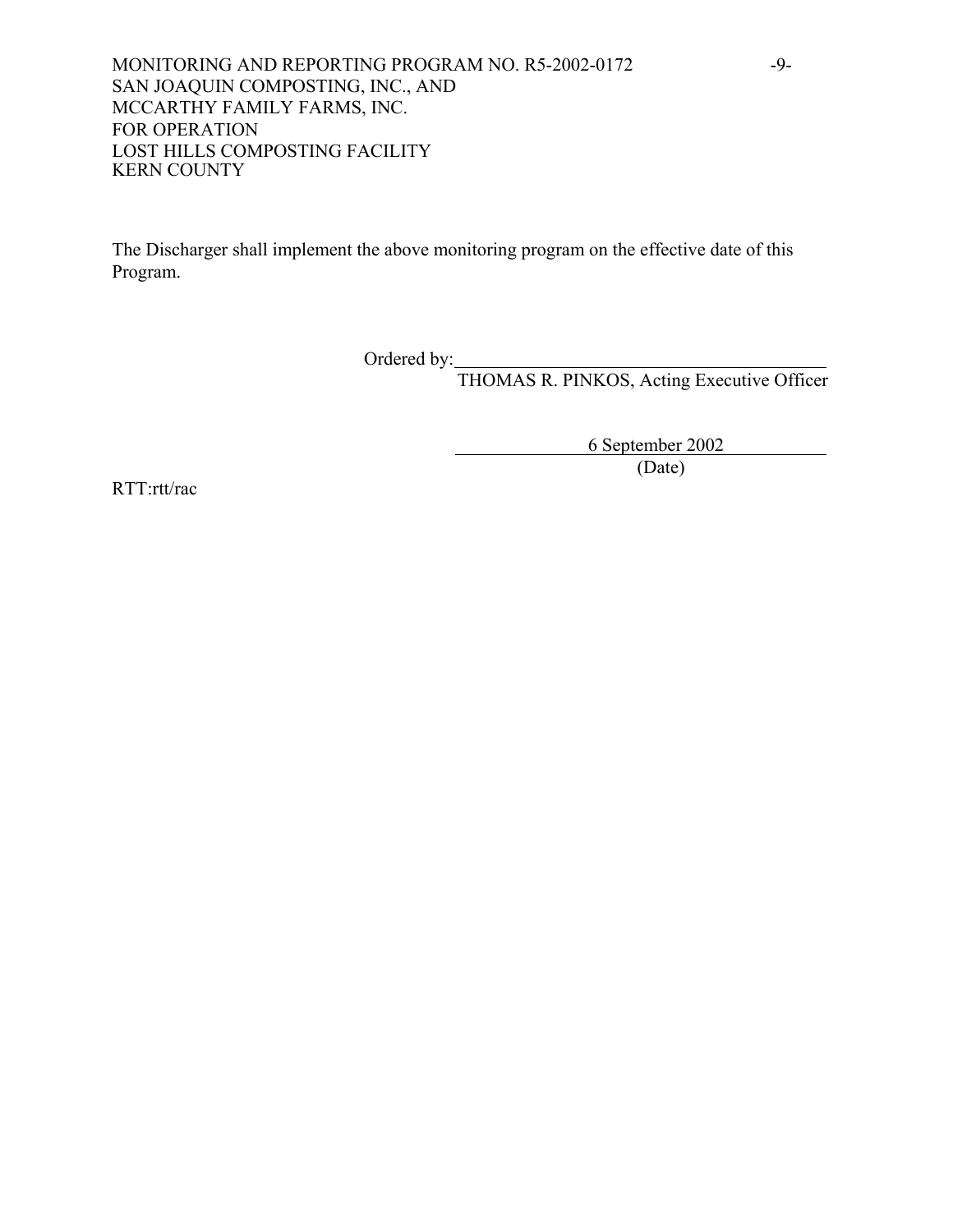The Discharger shall implement the above monitoring program on the effective date of this Program.

Ordered by: \_\_\_\_\_\_\_\_\_\_\_\_\_\_\_\_\_\_\_\_\_\_\_\_\_\_\_\_\_\_\_\_\_\_\_\_\_\_\_\_

THOMAS R. PINKOS, Acting Executive Officer

6 September 2002

(Date)

RTT:rtt/rac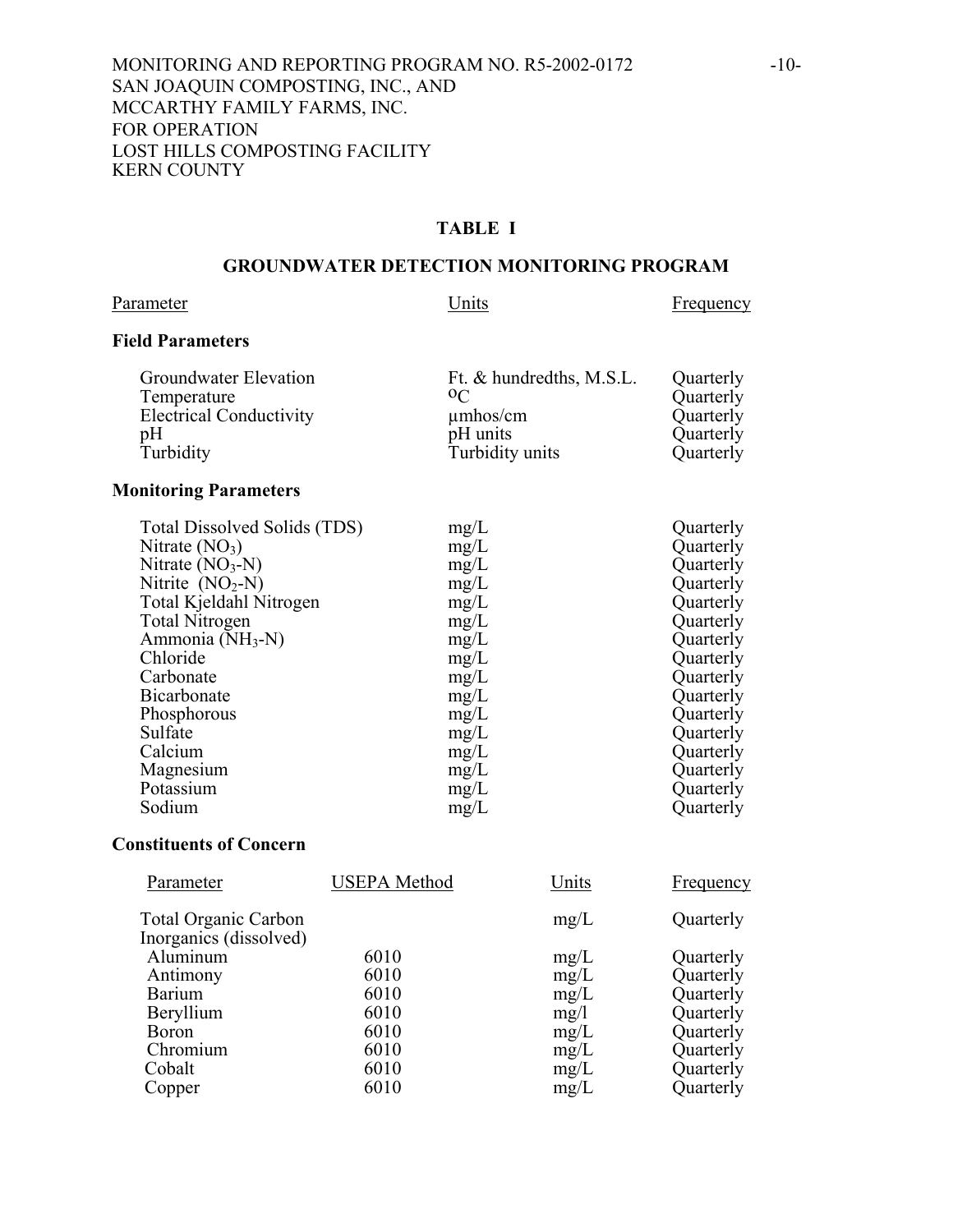MONITORING AND REPORTING PROGRAM NO. R5-2002-0172
SAN JOAQUIN COMPOSTING, INC., AND
MCCARTHY FAMILY FARMS, INC.
FOR OPERATION
LOST HILLS COMPOSTING FACILITY
KERN COUNTY

## TABLE I

## GROUNDWATER DETECTION MONITORING PROGRAM

| Parameter | Units | Frequency |
|---|---|---|
| **Field Parameters** | | |
| Groundwater Elevation | Ft. & hundredths, M.S.L. | Quarterly |
| Temperature | $^{o}C$ | Quarterly |
| Electrical Conductivity | µmhos/cm | Quarterly |
| pH | pH units | Quarterly |
| Turbidity | Turbidity units | Quarterly |
| **Monitoring Parameters** | | |
| Total Dissolved Solids (TDS) | mg/L | Quarterly |
| Nitrate ($NO_3$) | mg/L | Quarterly |
| Nitrate ($NO_3$-N) | mg/L | Quarterly |
| Nitrite ($NO_2$-N) | mg/L | Quarterly |
| Total Kjeldahl Nitrogen | mg/L | Quarterly |
| Total Nitrogen | mg/L | Quarterly |
| Ammonia ($NH_3$-N) | mg/L | Quarterly |
| Chloride | mg/L | Quarterly |
| Carbonate | mg/L | Quarterly |
| Bicarbonate | mg/L | Quarterly |
| Phosphorous | mg/L | Quarterly |
| Sulfate | mg/L | Quarterly |
| Calcium | mg/L | Quarterly |
| Magnesium | mg/L | Quarterly |
| Potassium | mg/L | Quarterly |
| Sodium | mg/L | Quarterly |

**Constituents of Concern**

| Parameter | USEPA Method | Units | Frequency |
|---|---|---|---|
| Total Organic Carbon | | mg/L | Quarterly |
| Inorganics (dissolved) | | | |
| Aluminum | 6010 | mg/L | Quarterly |
| Antimony | 6010 | mg/L | Quarterly |
| Barium | 6010 | mg/L | Quarterly |
| Beryllium | 6010 | mg/l | Quarterly |
| Boron | 6010 | mg/L | Quarterly |
| Chromium | 6010 | mg/L | Quarterly |
| Cobalt | 6010 | mg/L | Quarterly |
| Copper | 6010 | mg/L | Quarterly |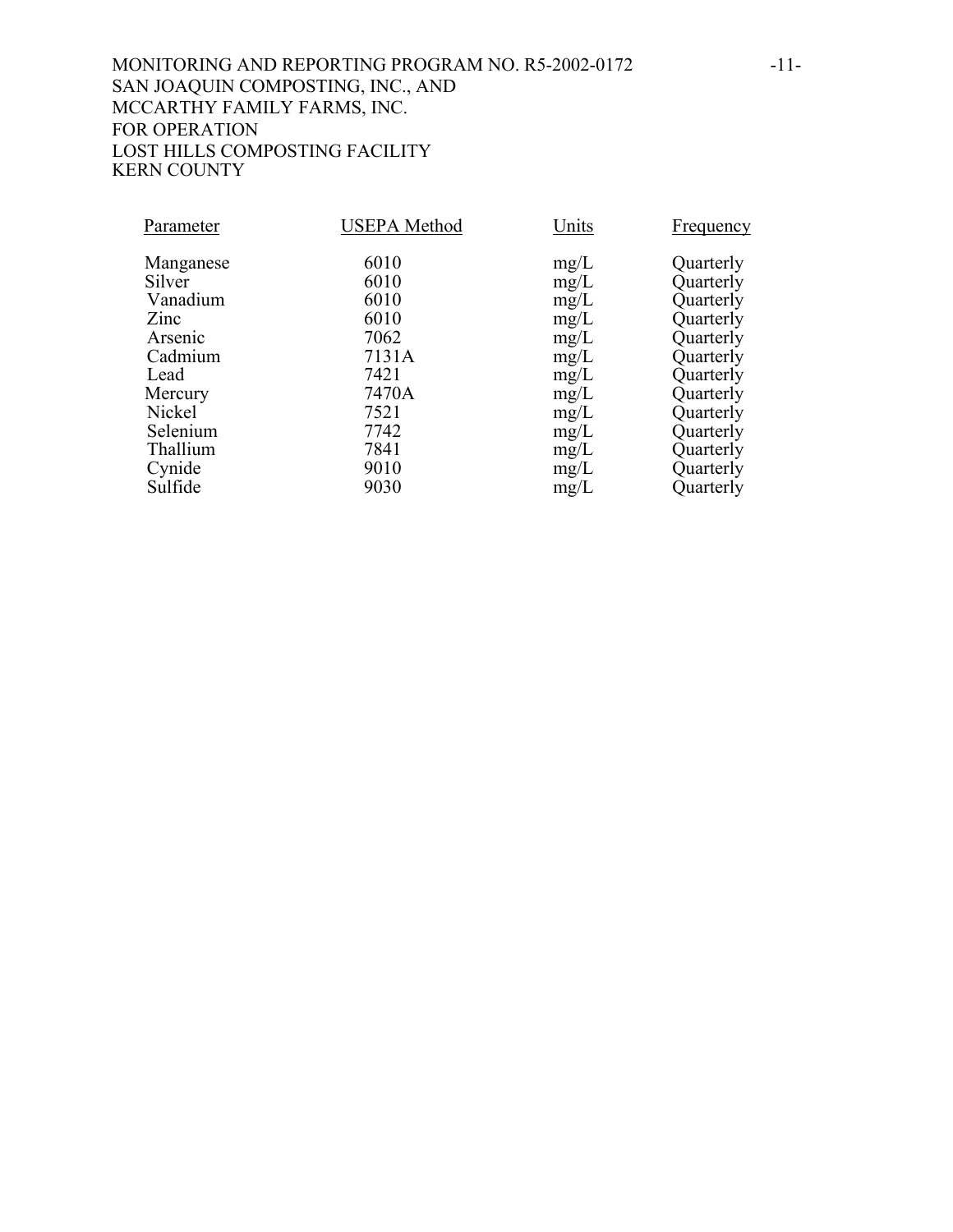| Parameter | USEPA Method | Units | Frequency |
|---|---|---|---|
| Manganese | 6010 | mg/L | Quarterly |
| Silver | 6010 | mg/L | Quarterly |
| Vanadium | 6010 | mg/L | Quarterly |
| Zinc | 6010 | mg/L | Quarterly |
| Arsenic | 7062 | mg/L | Quarterly |
| Cadmium | 7131A | mg/L | Quarterly |
| Lead | 7421 | mg/L | Quarterly |
| Mercury | 7470A | mg/L | Quarterly |
| Nickel | 7521 | mg/L | Quarterly |
| Selenium | 7742 | mg/L | Quarterly |
| Thallium | 7841 | mg/L | Quarterly |
| Cynide | 9010 | mg/L | Quarterly |
| Sulfide | 9030 | mg/L | Quarterly |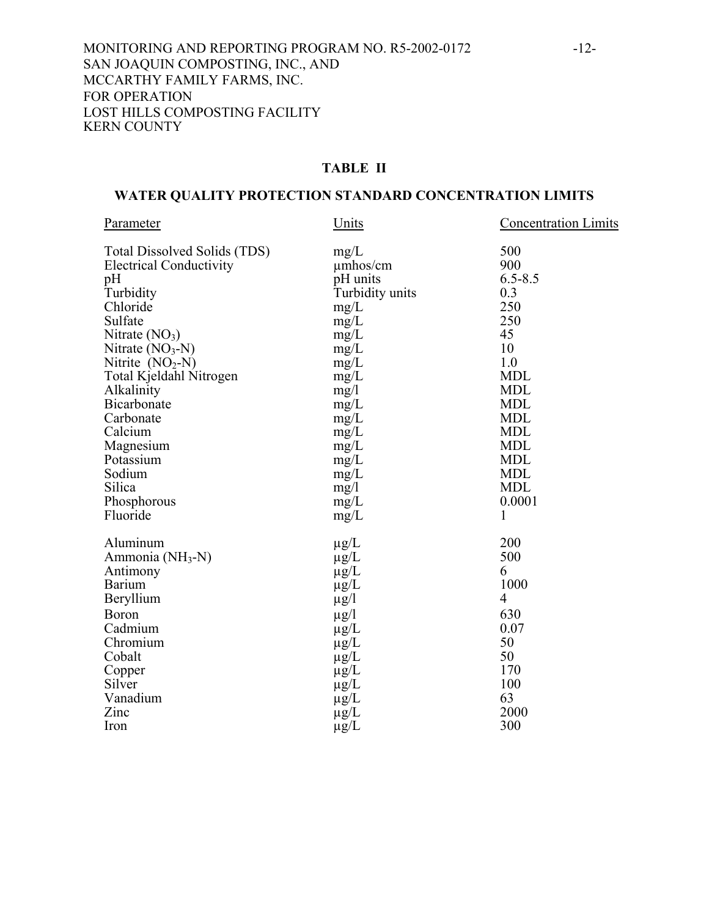MONITORING AND REPORTING PROGRAM NO. R5-2002-0172
SAN JOAQUIN COMPOSTING, INC., AND
MCCARTHY FAMILY FARMS, INC.
FOR OPERATION
LOST HILLS COMPOSTING FACILITY
KERN COUNTY

## TABLE II

## WATER QUALITY PROTECTION STANDARD CONCENTRATION LIMITS

| Parameter | Units | Concentration Limits |
|---|---|---|
| Total Dissolved Solids (TDS) | mg/L | 500 |
| Electrical Conductivity | μmhos/cm | 900 |
| pH | pH units | 6.5-8.5 |
| Turbidity | Turbidity units | 0.3 |
| Chloride | mg/L | 250 |
| Sulfate | mg/L | 250 |
| Nitrate ($NO_3$) | mg/L | 45 |
| Nitrate ($NO_3$-N) | mg/L | 10 |
| Nitrite ($NO_2$-N) | mg/L | 1.0 |
| Total Kjeldahl Nitrogen | mg/L | MDL |
| Alkalinity | mg/l | MDL |
| Bicarbonate | mg/L | MDL |
| Carbonate | mg/L | MDL |
| Calcium | mg/L | MDL |
| Magnesium | mg/L | MDL |
| Potassium | mg/L | MDL |
| Sodium | mg/L | MDL |
| Silica | mg/l | MDL |
| Phosphorous | mg/L | 0.0001 |
| Fluoride | mg/L | 1 |
| Aluminum | μg/L | 200 |
| Ammonia ($NH_3$-N) | μg/L | 500 |
| Antimony | μg/L | 6 |
| Barium | μg/L | 1000 |
| Beryllium | μg/l | 4 |
| Boron | μg/l | 630 |
| Cadmium | μg/L | 0.07 |
| Chromium | μg/L | 50 |
| Cobalt | μg/L | 50 |
| Copper | μg/L | 170 |
| Silver | μg/L | 100 |
| Vanadium | μg/L | 63 |
| Zinc | μg/L | 2000 |
| Iron | μg/L | 300 |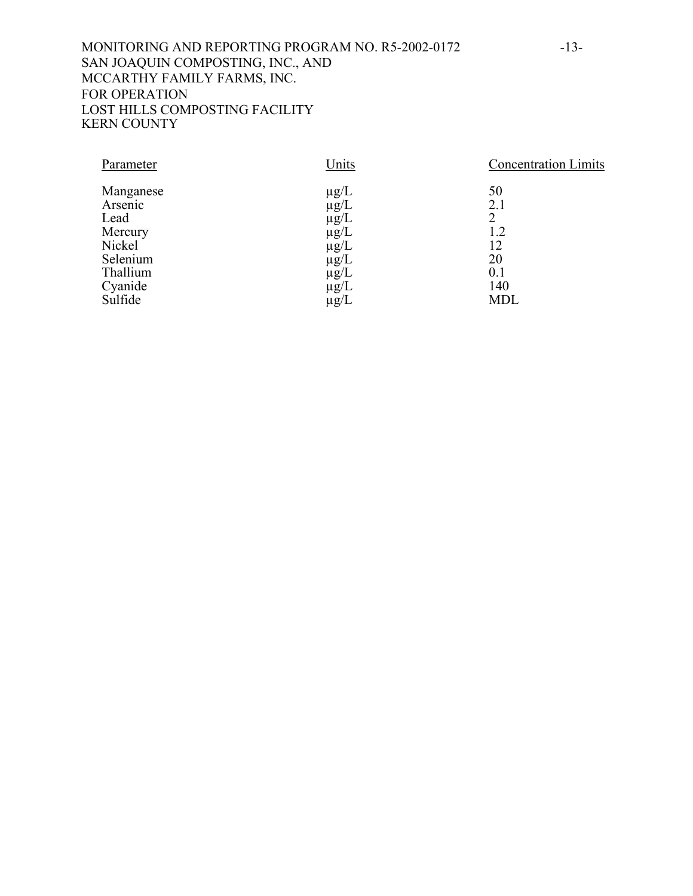| Parameter | Units | Concentration Limits |
|---|---|---|
| Manganese | μg/L | 50 |
| Arsenic | μg/L | 2.1 |
| Lead | μg/L | 2 |
| Mercury | μg/L | 1.2 |
| Nickel | μg/L | 12 |
| Selenium | μg/L | 20 |
| Thallium | μg/L | 0.1 |
| Cyanide | μg/L | 140 |
| Sulfide | μg/L | MDL |